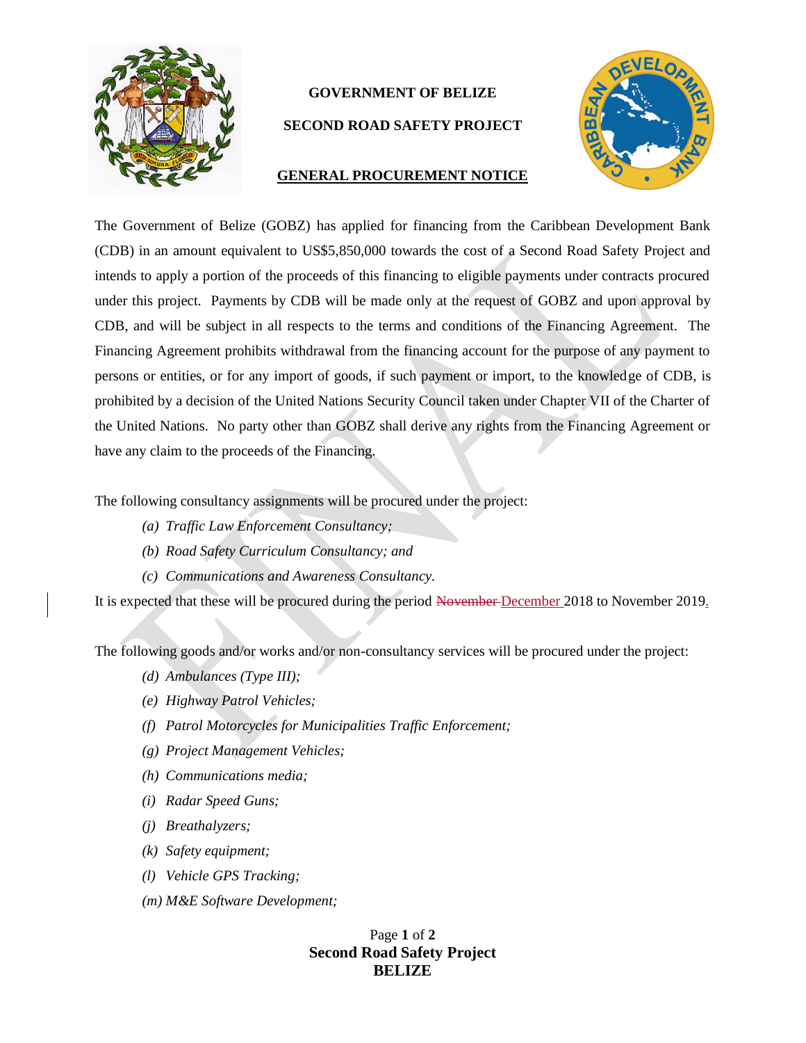**GOVERNMENT OF BELIZE**

**SECOND ROAD SAFETY PROJECT**

**GENERAL PROCUREMENT NOTICE**

The Government of Belize (GOBZ) has applied for financing from the Caribbean Development Bank (CDB) in an amount equivalent to US$5,850,000 towards the cost of a Second Road Safety Project and intends to apply a portion of the proceeds of this financing to eligible payments under contracts procured under this project. Payments by CDB will be made only at the request of GOBZ and upon approval by CDB, and will be subject in all respects to the terms and conditions of the Financing Agreement. The Financing Agreement prohibits withdrawal from the financing account for the purpose of any payment to persons or entities, or for any import of goods, if such payment or import, to the knowledge of CDB, is prohibited by a decision of the United Nations Security Council taken under Chapter VII of the Charter of the United Nations. No party other than GOBZ shall derive any rights from the Financing Agreement or have any claim to the proceeds of the Financing.

The following consultancy assignments will be procured under the project:

- *(a) Traffic Law Enforcement Consultancy;*
- *(b) Road Safety Curriculum Consultancy; and*
- *(c) Communications and Awareness Consultancy.*

It is expected that these will be procured during the period ~~November~~ December 2018 to November 2019.

The following goods and/or works and/or non-consultancy services will be procured under the project:

- *(d) Ambulances (Type III);*
- *(e) Highway Patrol Vehicles;*
- *(f) Patrol Motorcycles for Municipalities Traffic Enforcement;*
- *(g) Project Management Vehicles;*
- *(h) Communications media;*
- *(i) Radar Speed Guns;*
- *(j) Breathalyzers;*
- *(k) Safety equipment;*
- *(l) Vehicle GPS Tracking;*
- *(m) M&E Software Development;*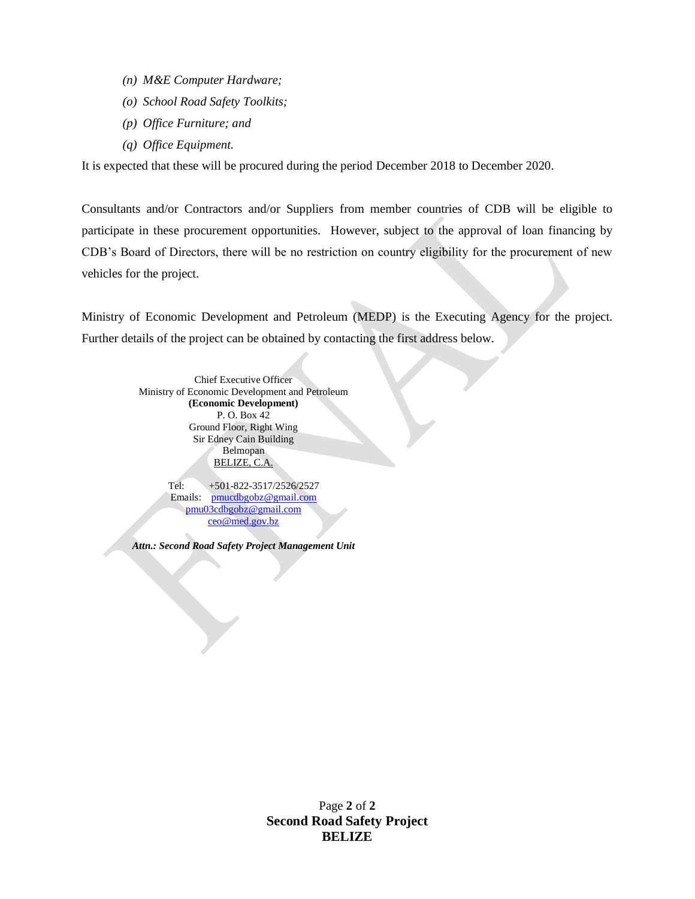*(n) M&E Computer Hardware;*

*(o) School Road Safety Toolkits;*

*(p) Office Furniture; and*

*(q) Office Equipment.*

It is expected that these will be procured during the period December 2018 to December 2020.

Consultants and/or Contractors and/or Suppliers from member countries of CDB will be eligible to participate in these procurement opportunities. However, subject to the approval of loan financing by CDB's Board of Directors, there will be no restriction on country eligibility for the procurement of new vehicles for the project.

Ministry of Economic Development and Petroleum (MEDP) is the Executing Agency for the project. Further details of the project can be obtained by contacting the first address below.

Chief Executive Officer
Ministry of Economic Development and Petroleum
**(Economic Development)**
P. O. Box 42
Ground Floor, Right Wing
Sir Edney Cain Building
Belmopan
BELIZE, C.A.

Tel: +501-822-3517/2526/2527
Emails: pmucdbgobz@gmail.com
pmu03cdbgobz@gmail.com
ceo@med.gov.bz

***Attn.: Second Road Safety Project Management Unit***